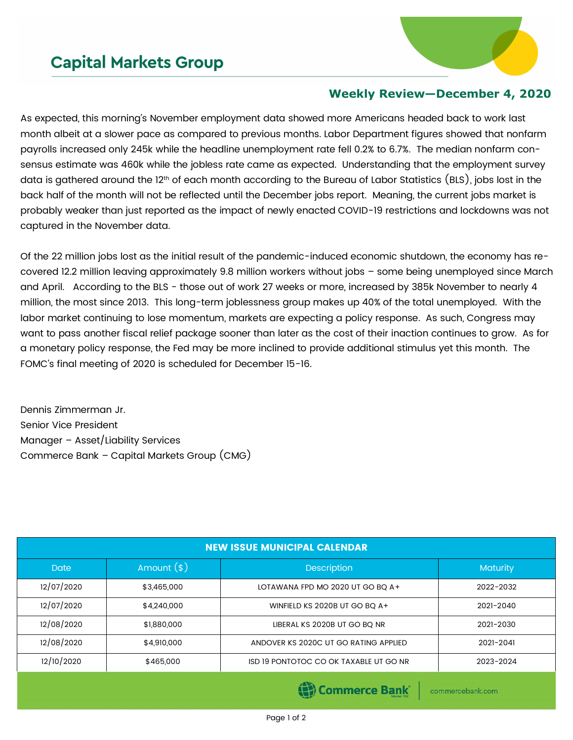# Capital Markets Group

## Weekly Review—December 4, 2020

As expected, this morning's November employment data showed more Americans headed back to work last month albeit at a slower pace as compared to previous months. Labor Department figures showed that nonfarm payrolls increased only 245k while the headline unemployment rate fell 0.2% to 6.7%. The median nonfarm consensus estimate was 460k while the jobless rate came as expected. Understanding that the employment survey data is gathered around the 12th of each month according to the Bureau of Labor Statistics (BLS), jobs lost in the back half of the month will not be reflected until the December jobs report. Meaning, the current jobs market is probably weaker than just reported as the impact of newly enacted COVID-19 restrictions and lockdowns was not captured in the November data.

Of the 22 million jobs lost as the initial result of the pandemic-induced economic shutdown, the economy has recovered 12.2 million leaving approximately 9.8 million workers without jobs – some being unemployed since March and April. According to the BLS - those out of work 27 weeks or more, increased by 385k November to nearly 4 million, the most since 2013. This long-term joblessness group makes up 40% of the total unemployed. With the labor market continuing to lose momentum, markets are expecting a policy response. As such, Congress may want to pass another fiscal relief package sooner than later as the cost of their inaction continues to grow. As for a monetary policy response, the Fed may be more inclined to provide additional stimulus yet this month. The FOMC's final meeting of 2020 is scheduled for December 15-16.

Dennis Zimmerman Jr.
Senior Vice President
Manager – Asset/Liability Services
Commerce Bank – Capital Markets Group (CMG)

**NEW ISSUE MUNICIPAL CALENDAR**

| Date | Amount ($) | Description | Maturity |
|---|---|---|---|
| 12/07/2020 | $3,465,000 | LOTAWANA FPD MO 2020 UT GO BQ A+ | 2022-2032 |
| 12/07/2020 | $4,240,000 | WINFIELD KS 2020B UT GO BQ A+ | 2021-2040 |
| 12/08/2020 | $1,880,000 | LIBERAL KS 2020B UT GO BQ NR | 2021-2030 |
| 12/08/2020 | $4,910,000 | ANDOVER KS 2020C UT GO RATING APPLIED | 2021-2041 |
| 12/10/2020 | $465,000 | ISD 19 PONTOTOC CO OK TAXABLE UT GO NR | 2023-2024 |

Commerce Bank | commercebank.com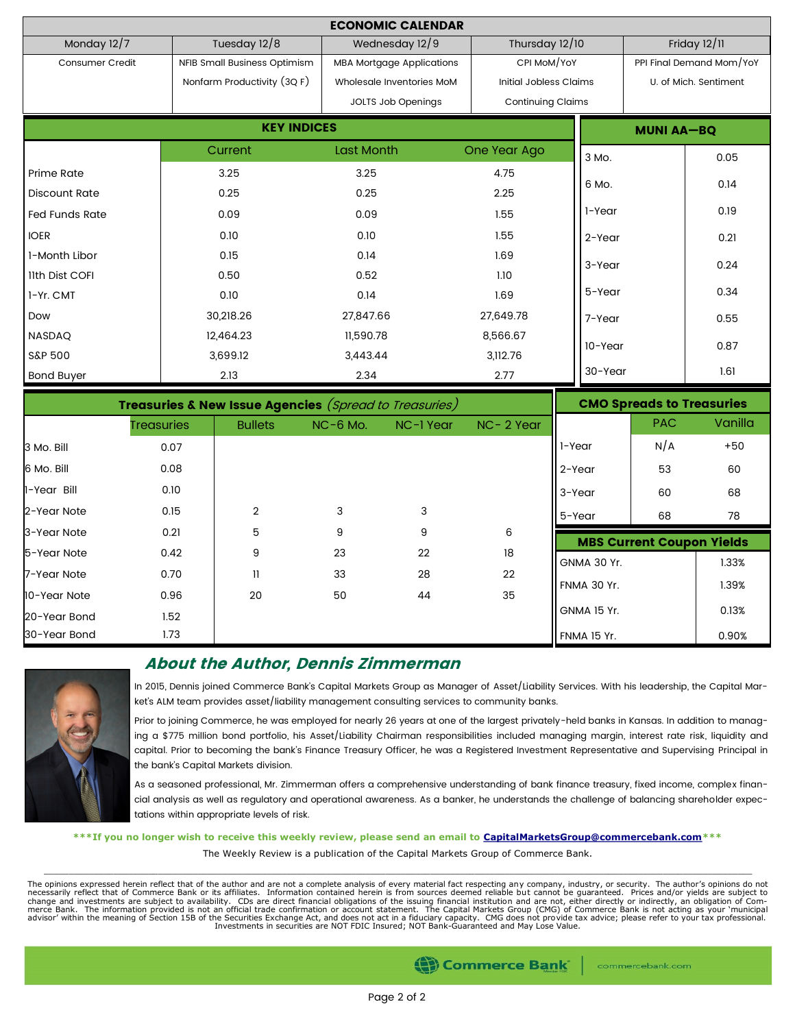## ECONOMIC CALENDAR

| Monday 12/7 | Tuesday 12/8 | Wednesday 12/9 | Thursday 12/10 | Friday 12/11 |
|---|---|---|---|---|
| Consumer Credit | NFIB Small Business Optimism | MBA Mortgage Applications | CPI MoM/YoY | PPI Final Demand MoM/YoY |
| | Nonfarm Productivity (3Q F) | Wholesale Inventories MoM | Initial Jobless Claims | U. of Mich. Sentiment |
| | | JOLTS Job Openings | Continuing Claims | |

## KEY INDICES

| | Current | Last Month | One Year Ago |
|---|---|---|---|
| Prime Rate | 3.25 | 3.25 | 4.75 |
| Discount Rate | 0.25 | 0.25 | 2.25 |
| Fed Funds Rate | 0.09 | 0.09 | 1.55 |
| IOER | 0.10 | 0.10 | 1.55 |
| 1-Month Libor | 0.15 | 0.14 | 1.69 |
| 11th Dist COFI | 0.50 | 0.52 | 1.10 |
| 1-Yr. CMT | 0.10 | 0.14 | 1.69 |
| Dow | 30,218.26 | 27,847.66 | 27,649.78 |
| NASDAQ | 12,464.23 | 11,590.78 | 8,566.67 |
| S&P 500 | 3,699.12 | 3,443.44 | 3,112.76 |
| Bond Buyer | 2.13 | 2.34 | 2.77 |

## MUNI AA—BQ

| | |
|---|---|
| 3 Mo. | 0.05 |
| 6 Mo. | 0.14 |
| 1-Year | 0.19 |
| 2-Year | 0.21 |
| 3-Year | 0.24 |
| 5-Year | 0.34 |
| 7-Year | 0.55 |
| 10-Year | 0.87 |
| 30-Year | 1.61 |

## Treasuries & New Issue Agencies *(Spread to Treasuries)*

| | Treasuries | Bullets | NC-6 Mo. | NC-1 Year | NC- 2 Year |
|---|---|---|---|---|---|
| 3 Mo. Bill | 0.07 | | | | |
| 6 Mo. Bill | 0.08 | | | | |
| 1-Year Bill | 0.10 | | | | |
| 2-Year Note | 0.15 | 2 | 3 | 3 | |
| 3-Year Note | 0.21 | 5 | 9 | 9 | 6 |
| 5-Year Note | 0.42 | 9 | 23 | 22 | 18 |
| 7-Year Note | 0.70 | 11 | 33 | 28 | 22 |
| 10-Year Note | 0.96 | 20 | 50 | 44 | 35 |
| 20-Year Bond | 1.52 | | | | |
| 30-Year Bond | 1.73 | | | | |

## CMO Spreads to Treasuries

| | PAC | Vanilla |
|---|---|---|
| 1-Year | N/A | +50 |
| 2-Year | 53 | 60 |
| 3-Year | 60 | 68 |
| 5-Year | 68 | 78 |

## MBS Current Coupon Yields

| | |
|---|---|
| GNMA 30 Yr. | 1.33% |
| FNMA 30 Yr. | 1.39% |
| GNMA 15 Yr. | 0.13% |
| FNMA 15 Yr. | 0.90% |

## *About the Author, Dennis Zimmerman*

In 2015, Dennis joined Commerce Bank's Capital Markets Group as Manager of Asset/Liability Services. With his leadership, the Capital Market's ALM team provides asset/liability management consulting services to community banks.

Prior to joining Commerce, he was employed for nearly 26 years at one of the largest privately-held banks in Kansas. In addition to managing a $775 million bond portfolio, his Asset/Liability Chairman responsibilities included managing margin, interest rate risk, liquidity and capital. Prior to becoming the bank's Finance Treasury Officer, he was a Registered Investment Representative and Supervising Principal in the bank's Capital Markets division.

As a seasoned professional, Mr. Zimmerman offers a comprehensive understanding of bank finance treasury, fixed income, complex financial analysis as well as regulatory and operational awareness. As a banker, he understands the challenge of balancing shareholder expectations within appropriate levels of risk.

*****If you no longer wish to receive this weekly review, please send an email to CapitalMarketsGroup@commercebank.com*****

The Weekly Review is a publication of the Capital Markets Group of Commerce Bank.

The opinions expressed herein reflect that of the author and are not a complete analysis of every material fact respecting any company, industry, or security. The author's opinions do not necessarily reflect that of Commerce Bank or its affiliates. Information contained herein is from sources deemed reliable but cannot be guaranteed. Prices and/or yields are subject to change and investments are subject to availability. CDs are direct financial obligations of the issuing financial institution and are not, either directly or indirectly, an obligation of Commerce Bank. The information provided is not an official trade confirmation or account statement. The Capital Markets Group (CMG) of Commerce Bank is not acting as your 'municipal advisor' within the meaning of Section 15B of the Securities Exchange Act, and does not act in a fiduciary capacity. CMG does not provide tax advice; please refer to your tax professional. Investments in securities are NOT FDIC Insured; NOT Bank-Guaranteed and May Lose Value.

Commerce Bank | commercebank.com